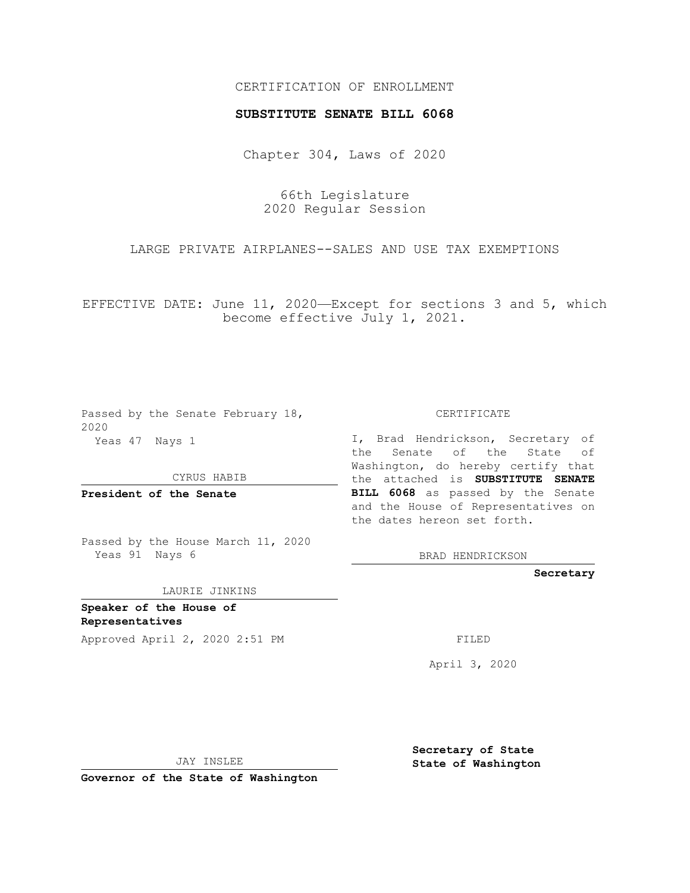CERTIFICATION OF ENROLLMENT

**SUBSTITUTE SENATE BILL 6068**

Chapter 304, Laws of 2020

66th Legislature
2020 Regular Session

LARGE PRIVATE AIRPLANES--SALES AND USE TAX EXEMPTIONS

EFFECTIVE DATE: June 11, 2020—Except for sections 3 and 5, which become effective July 1, 2021.

Passed by the Senate February 18, 2020
Yeas 47 Nays 1

CYRUS HABIB

**President of the Senate**

Passed by the House March 11, 2020
Yeas 91 Nays 6

LAURIE JINKINS

**Speaker of the House of Representatives**

Approved April 2, 2020 2:51 PM

JAY INSLEE

**Governor of the State of Washington**

CERTIFICATE

I, Brad Hendrickson, Secretary of the Senate of the State of Washington, do hereby certify that the attached is **SUBSTITUTE SENATE BILL 6068** as passed by the Senate and the House of Representatives on the dates hereon set forth.

BRAD HENDRICKSON

**Secretary**

FILED

April 3, 2020

**Secretary of State**
**State of Washington**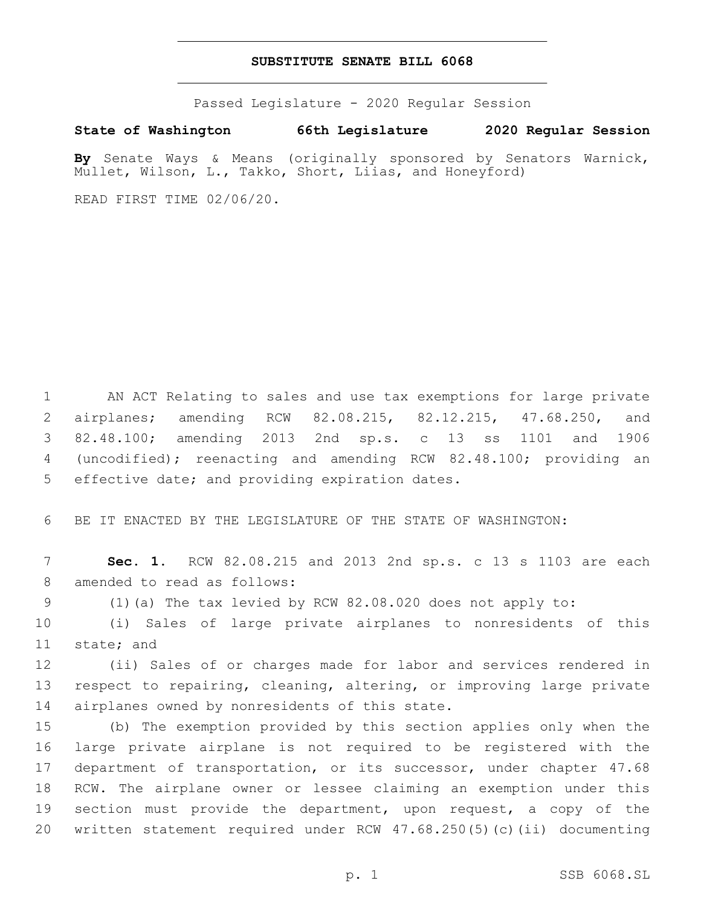# SUBSTITUTE SENATE BILL 6068

Passed Legislature - 2020 Regular Session

**State of Washington 66th Legislature 2020 Regular Session**

**By** Senate Ways & Means (originally sponsored by Senators Warnick, Mullet, Wilson, L., Takko, Short, Liias, and Honeyford)

READ FIRST TIME 02/06/20.

AN ACT Relating to sales and use tax exemptions for large private airplanes; amending RCW 82.08.215, 82.12.215, 47.68.250, and 82.48.100; amending 2013 2nd sp.s. c 13 ss 1101 and 1906 (uncodified); reenacting and amending RCW 82.48.100; providing an effective date; and providing expiration dates.

BE IT ENACTED BY THE LEGISLATURE OF THE STATE OF WASHINGTON:

**Sec. 1.** RCW 82.08.215 and 2013 2nd sp.s. c 13 s 1103 are each amended to read as follows:

(1)(a) The tax levied by RCW 82.08.020 does not apply to:

(i) Sales of large private airplanes to nonresidents of this state; and

(ii) Sales of or charges made for labor and services rendered in respect to repairing, cleaning, altering, or improving large private airplanes owned by nonresidents of this state.

(b) The exemption provided by this section applies only when the large private airplane is not required to be registered with the department of transportation, or its successor, under chapter 47.68 RCW. The airplane owner or lessee claiming an exemption under this section must provide the department, upon request, a copy of the written statement required under RCW 47.68.250(5)(c)(ii) documenting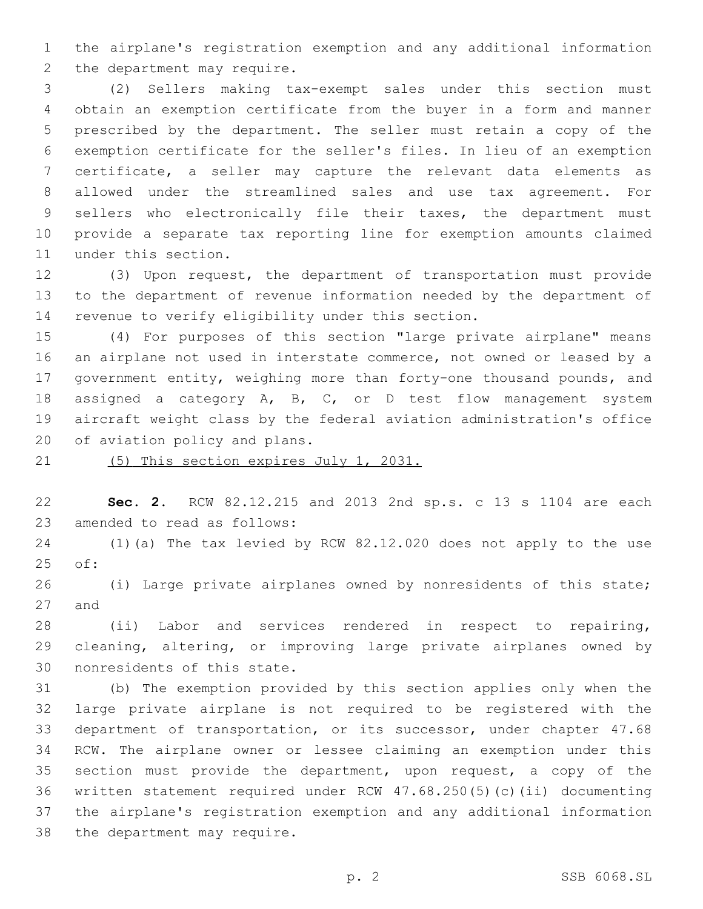the airplane's registration exemption and any additional information the department may require.

(2) Sellers making tax-exempt sales under this section must obtain an exemption certificate from the buyer in a form and manner prescribed by the department. The seller must retain a copy of the exemption certificate for the seller's files. In lieu of an exemption certificate, a seller may capture the relevant data elements as allowed under the streamlined sales and use tax agreement. For sellers who electronically file their taxes, the department must provide a separate tax reporting line for exemption amounts claimed under this section.

(3) Upon request, the department of transportation must provide to the department of revenue information needed by the department of revenue to verify eligibility under this section.

(4) For purposes of this section "large private airplane" means an airplane not used in interstate commerce, not owned or leased by a government entity, weighing more than forty-one thousand pounds, and assigned a category A, B, C, or D test flow management system aircraft weight class by the federal aviation administration's office of aviation policy and plans.

<u>(5) This section expires July 1, 2031.</u>

**Sec. 2.** RCW 82.12.215 and 2013 2nd sp.s. c 13 s 1104 are each amended to read as follows:

(1)(a) The tax levied by RCW 82.12.020 does not apply to the use of:

(i) Large private airplanes owned by nonresidents of this state; and

(ii) Labor and services rendered in respect to repairing, cleaning, altering, or improving large private airplanes owned by nonresidents of this state.

(b) The exemption provided by this section applies only when the large private airplane is not required to be registered with the department of transportation, or its successor, under chapter 47.68 RCW. The airplane owner or lessee claiming an exemption under this section must provide the department, upon request, a copy of the written statement required under RCW 47.68.250(5)(c)(ii) documenting the airplane's registration exemption and any additional information the department may require.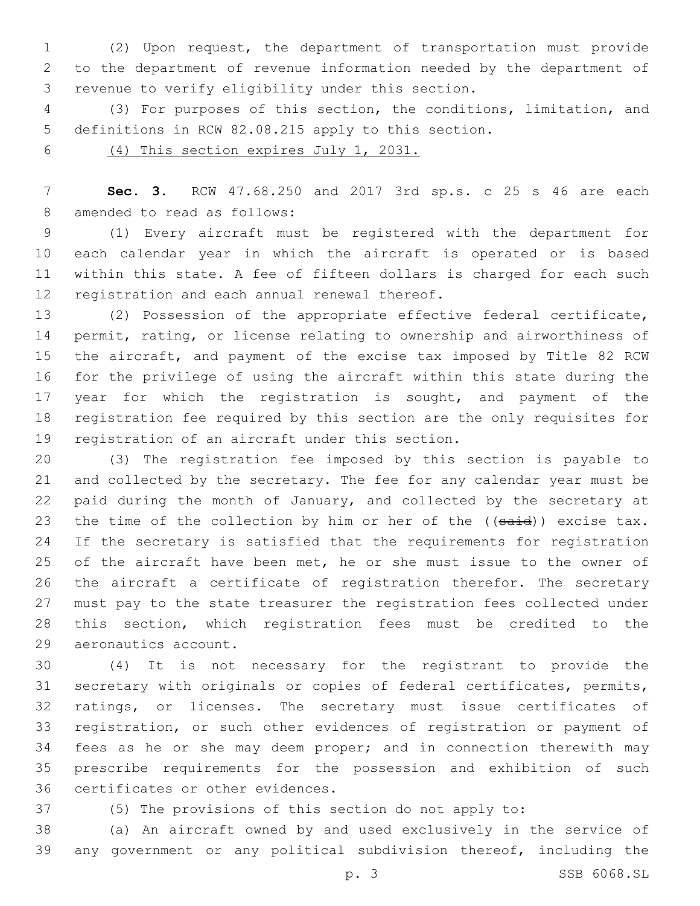(2) Upon request, the department of transportation must provide to the department of revenue information needed by the department of revenue to verify eligibility under this section.

(3) For purposes of this section, the conditions, limitation, and definitions in RCW 82.08.215 apply to this section.

<u>(4) This section expires July 1, 2031.</u>

**Sec. 3.** RCW 47.68.250 and 2017 3rd sp.s. c 25 s 46 are each amended to read as follows:

(1) Every aircraft must be registered with the department for each calendar year in which the aircraft is operated or is based within this state. A fee of fifteen dollars is charged for each such registration and each annual renewal thereof.

(2) Possession of the appropriate effective federal certificate, permit, rating, or license relating to ownership and airworthiness of the aircraft, and payment of the excise tax imposed by Title 82 RCW for the privilege of using the aircraft within this state during the year for which the registration is sought, and payment of the registration fee required by this section are the only requisites for registration of an aircraft under this section.

(3) The registration fee imposed by this section is payable to and collected by the secretary. The fee for any calendar year must be paid during the month of January, and collected by the secretary at the time of the collection by him or her of the ((~~said~~)) excise tax. If the secretary is satisfied that the requirements for registration of the aircraft have been met, he or she must issue to the owner of the aircraft a certificate of registration therefor. The secretary must pay to the state treasurer the registration fees collected under this section, which registration fees must be credited to the aeronautics account.

(4) It is not necessary for the registrant to provide the secretary with originals or copies of federal certificates, permits, ratings, or licenses. The secretary must issue certificates of registration, or such other evidences of registration or payment of fees as he or she may deem proper; and in connection therewith may prescribe requirements for the possession and exhibition of such certificates or other evidences.

(5) The provisions of this section do not apply to:

(a) An aircraft owned by and used exclusively in the service of any government or any political subdivision thereof, including the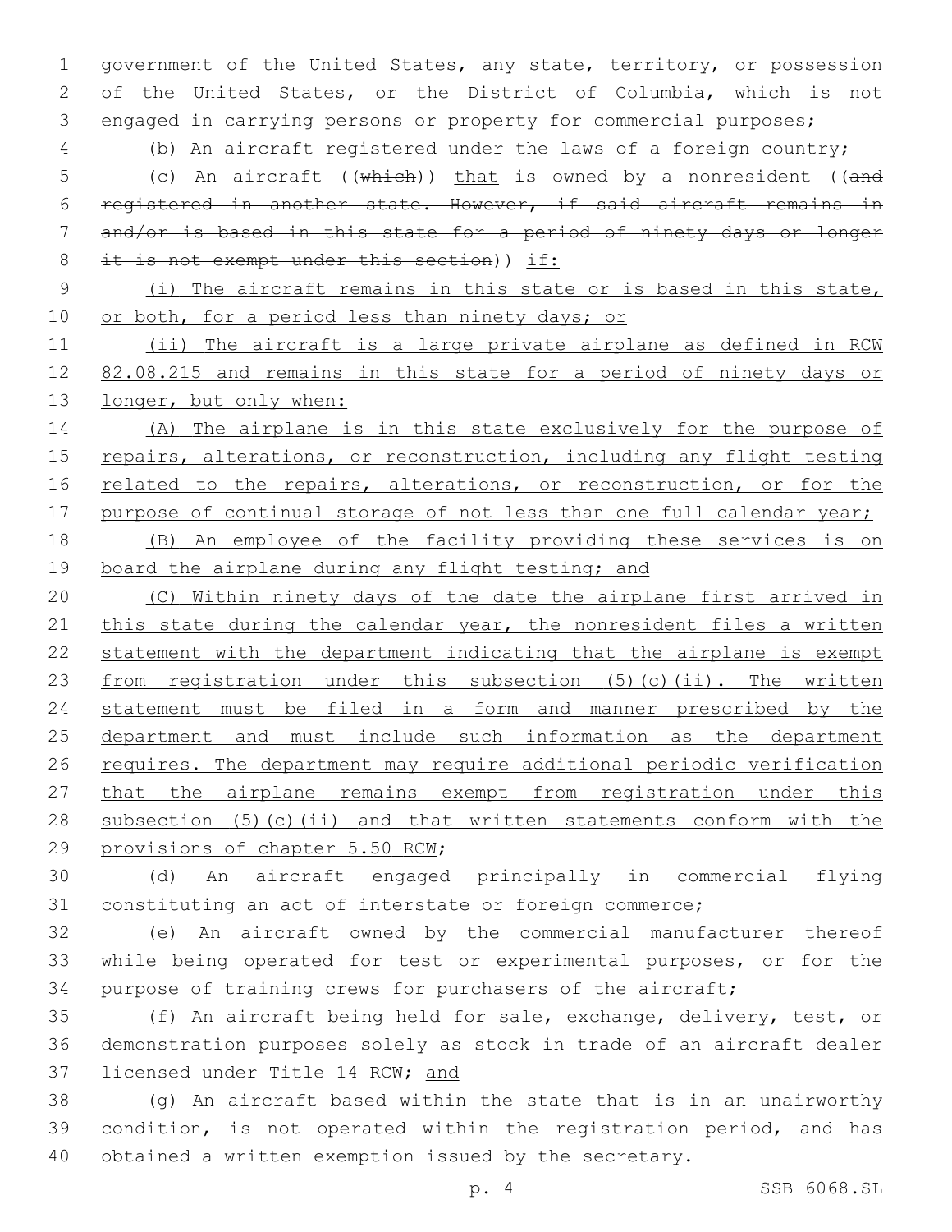government of the United States, any state, territory, or possession of the United States, or the District of Columbia, which is not engaged in carrying persons or property for commercial purposes;

(b) An aircraft registered under the laws of a foreign country;

(c) An aircraft ((~~which~~)) that is owned by a nonresident ((~~and registered in another state. However, if said aircraft remains in and/or is based in this state for a period of ninety days or longer it is not exempt under this section~~)) if:

(i) The aircraft remains in this state or is based in this state, or both, for a period less than ninety days; or

(ii) The aircraft is a large private airplane as defined in RCW 82.08.215 and remains in this state for a period of ninety days or longer, but only when:

(A) The airplane is in this state exclusively for the purpose of repairs, alterations, or reconstruction, including any flight testing related to the repairs, alterations, or reconstruction, or for the purpose of continual storage of not less than one full calendar year;

(B) An employee of the facility providing these services is on board the airplane during any flight testing; and

(C) Within ninety days of the date the airplane first arrived in this state during the calendar year, the nonresident files a written statement with the department indicating that the airplane is exempt from registration under this subsection (5)(c)(ii). The written statement must be filed in a form and manner prescribed by the department and must include such information as the department requires. The department may require additional periodic verification that the airplane remains exempt from registration under this subsection (5)(c)(ii) and that written statements conform with the provisions of chapter 5.50 RCW;

(d) An aircraft engaged principally in commercial flying constituting an act of interstate or foreign commerce;

(e) An aircraft owned by the commercial manufacturer thereof while being operated for test or experimental purposes, or for the purpose of training crews for purchasers of the aircraft;

(f) An aircraft being held for sale, exchange, delivery, test, or demonstration purposes solely as stock in trade of an aircraft dealer licensed under Title 14 RCW; and

(g) An aircraft based within the state that is in an unairworthy condition, is not operated within the registration period, and has obtained a written exemption issued by the secretary.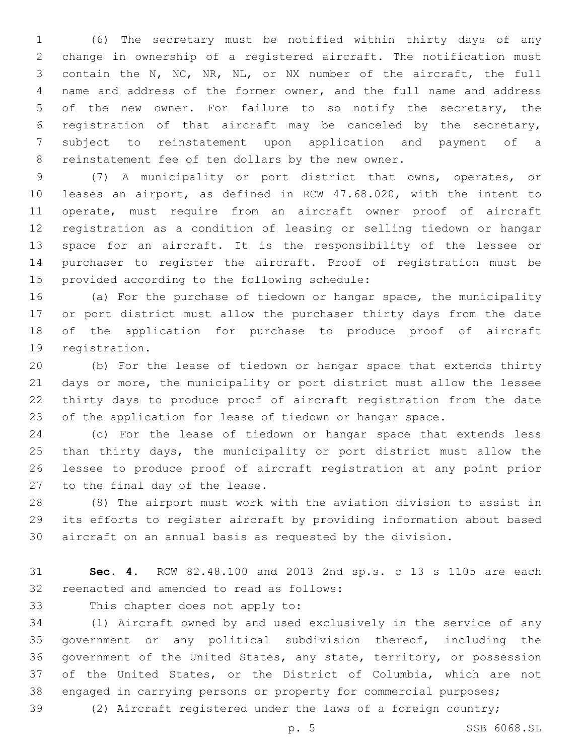(6) The secretary must be notified within thirty days of any change in ownership of a registered aircraft. The notification must contain the N, NC, NR, NL, or NX number of the aircraft, the full name and address of the former owner, and the full name and address of the new owner. For failure to so notify the secretary, the registration of that aircraft may be canceled by the secretary, subject to reinstatement upon application and payment of a reinstatement fee of ten dollars by the new owner.

(7) A municipality or port district that owns, operates, or leases an airport, as defined in RCW 47.68.020, with the intent to operate, must require from an aircraft owner proof of aircraft registration as a condition of leasing or selling tiedown or hangar space for an aircraft. It is the responsibility of the lessee or purchaser to register the aircraft. Proof of registration must be provided according to the following schedule:

(a) For the purchase of tiedown or hangar space, the municipality or port district must allow the purchaser thirty days from the date of the application for purchase to produce proof of aircraft registration.

(b) For the lease of tiedown or hangar space that extends thirty days or more, the municipality or port district must allow the lessee thirty days to produce proof of aircraft registration from the date of the application for lease of tiedown or hangar space.

(c) For the lease of tiedown or hangar space that extends less than thirty days, the municipality or port district must allow the lessee to produce proof of aircraft registration at any point prior to the final day of the lease.

(8) The airport must work with the aviation division to assist in its efforts to register aircraft by providing information about based aircraft on an annual basis as requested by the division.

**Sec. 4.** RCW 82.48.100 and 2013 2nd sp.s. c 13 s 1105 are each reenacted and amended to read as follows:

This chapter does not apply to:

(1) Aircraft owned by and used exclusively in the service of any government or any political subdivision thereof, including the government of the United States, any state, territory, or possession of the United States, or the District of Columbia, which are not engaged in carrying persons or property for commercial purposes;

(2) Aircraft registered under the laws of a foreign country;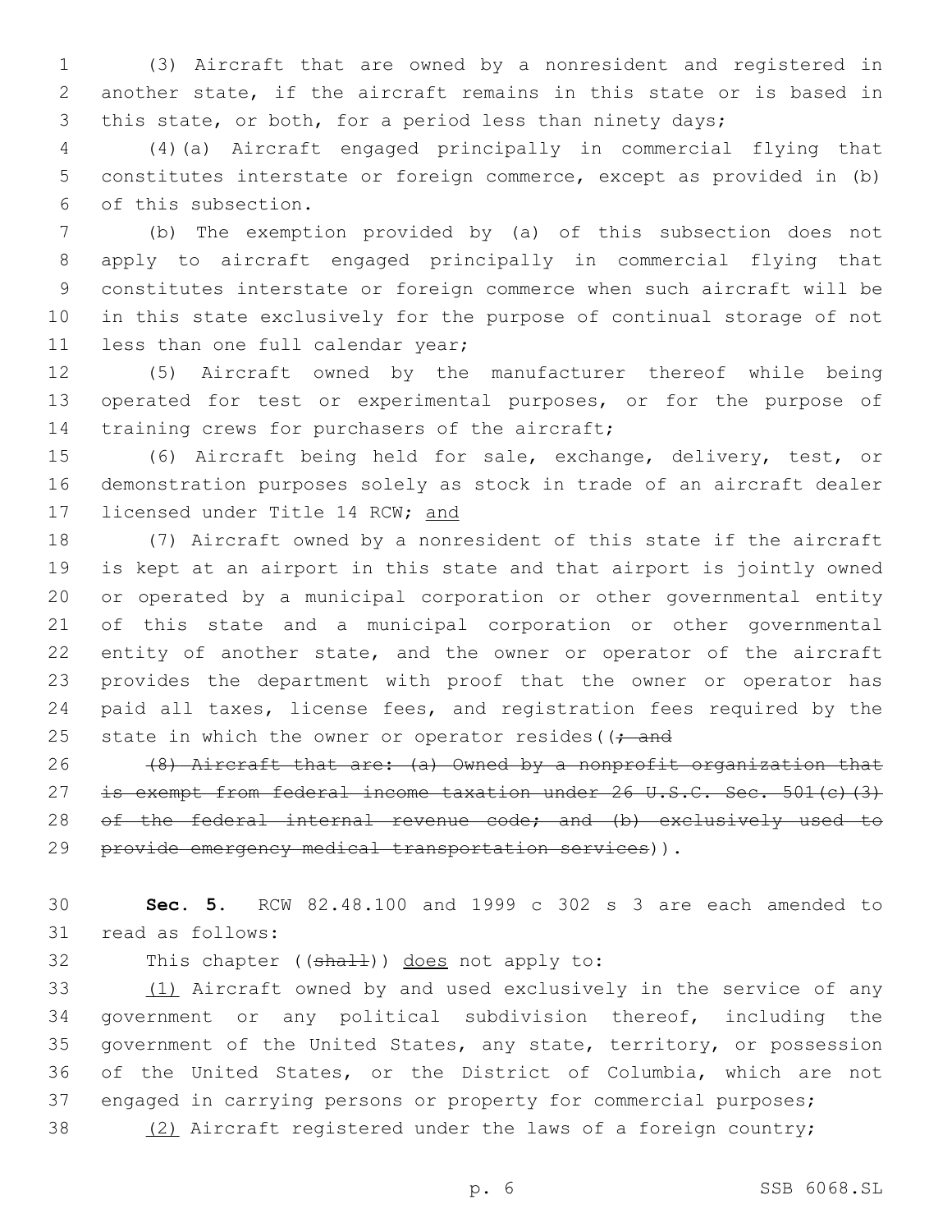(3) Aircraft that are owned by a nonresident and registered in another state, if the aircraft remains in this state or is based in this state, or both, for a period less than ninety days;

(4)(a) Aircraft engaged principally in commercial flying that constitutes interstate or foreign commerce, except as provided in (b) of this subsection.

(b) The exemption provided by (a) of this subsection does not apply to aircraft engaged principally in commercial flying that constitutes interstate or foreign commerce when such aircraft will be in this state exclusively for the purpose of continual storage of not less than one full calendar year;

(5) Aircraft owned by the manufacturer thereof while being operated for test or experimental purposes, or for the purpose of training crews for purchasers of the aircraft;

(6) Aircraft being held for sale, exchange, delivery, test, or demonstration purposes solely as stock in trade of an aircraft dealer licensed under Title 14 RCW; <u>and</u>

(7) Aircraft owned by a nonresident of this state if the aircraft is kept at an airport in this state and that airport is jointly owned or operated by a municipal corporation or other governmental entity of this state and a municipal corporation or other governmental entity of another state, and the owner or operator of the aircraft provides the department with proof that the owner or operator has paid all taxes, license fees, and registration fees required by the state in which the owner or operator resides((~~; and~~

~~(8) Aircraft that are: (a) Owned by a nonprofit organization that is exempt from federal income taxation under 26 U.S.C. Sec. 501(c)(3) of the federal internal revenue code; and (b) exclusively used to provide emergency medical transportation services~~)).

**Sec. 5.** RCW 82.48.100 and 1999 c 302 s 3 are each amended to read as follows:

This chapter ((~~shall~~)) <u>does</u> not apply to:

<u>(1)</u> Aircraft owned by and used exclusively in the service of any government or any political subdivision thereof, including the government of the United States, any state, territory, or possession of the United States, or the District of Columbia, which are not engaged in carrying persons or property for commercial purposes;

<u>(2)</u> Aircraft registered under the laws of a foreign country;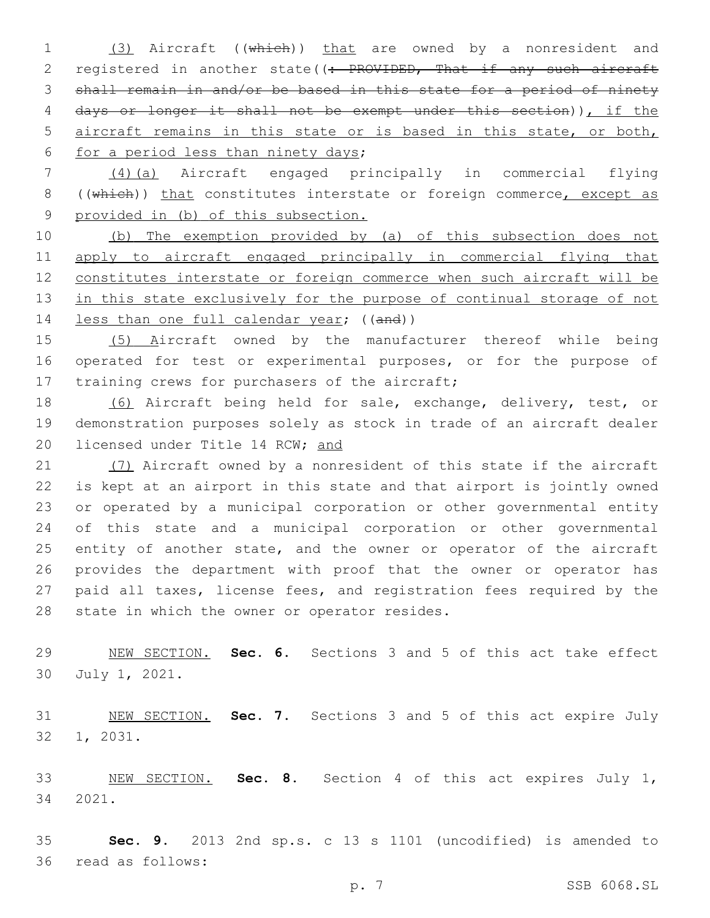(3) Aircraft ((~~which~~)) that are owned by a nonresident and registered in another state((~~: PROVIDED, That if any such aircraft shall remain in and/or be based in this state for a period of ninety days or longer it shall not be exempt under this section~~)), if the aircraft remains in this state or is based in this state, or both, for a period less than ninety days;

(4)(a) Aircraft engaged principally in commercial flying ((~~which~~)) that constitutes interstate or foreign commerce, except as provided in (b) of this subsection.

(b) The exemption provided by (a) of this subsection does not apply to aircraft engaged principally in commercial flying that constitutes interstate or foreign commerce when such aircraft will be in this state exclusively for the purpose of continual storage of not less than one full calendar year; ((~~and~~))

(5) Aircraft owned by the manufacturer thereof while being operated for test or experimental purposes, or for the purpose of training crews for purchasers of the aircraft;

(6) Aircraft being held for sale, exchange, delivery, test, or demonstration purposes solely as stock in trade of an aircraft dealer licensed under Title 14 RCW; and

(7) Aircraft owned by a nonresident of this state if the aircraft is kept at an airport in this state and that airport is jointly owned or operated by a municipal corporation or other governmental entity of this state and a municipal corporation or other governmental entity of another state, and the owner or operator of the aircraft provides the department with proof that the owner or operator has paid all taxes, license fees, and registration fees required by the state in which the owner or operator resides.

NEW SECTION. **Sec. 6.** Sections 3 and 5 of this act take effect July 1, 2021.

NEW SECTION. **Sec. 7.** Sections 3 and 5 of this act expire July 1, 2031.

NEW SECTION. **Sec. 8.** Section 4 of this act expires July 1, 2021.

**Sec. 9.** 2013 2nd sp.s. c 13 s 1101 (uncodified) is amended to read as follows: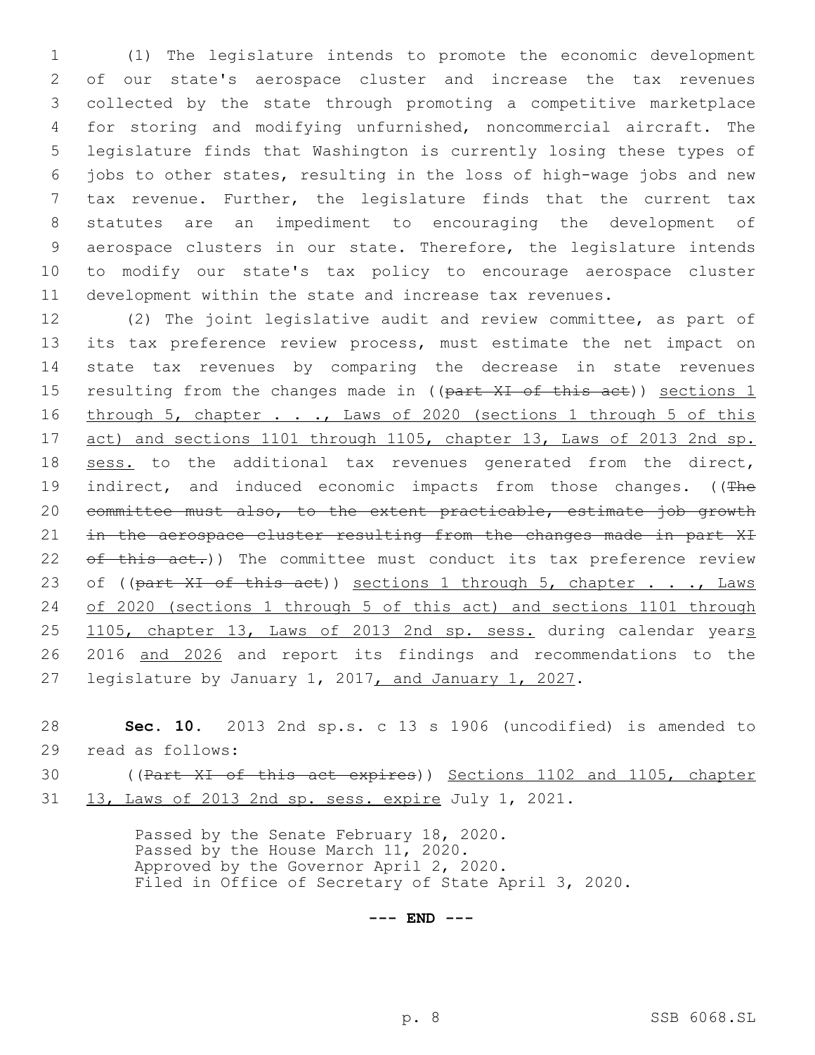(1) The legislature intends to promote the economic development of our state's aerospace cluster and increase the tax revenues collected by the state through promoting a competitive marketplace for storing and modifying unfurnished, noncommercial aircraft. The legislature finds that Washington is currently losing these types of jobs to other states, resulting in the loss of high-wage jobs and new tax revenue. Further, the legislature finds that the current tax statutes are an impediment to encouraging the development of aerospace clusters in our state. Therefore, the legislature intends to modify our state's tax policy to encourage aerospace cluster development within the state and increase tax revenues.

(2) The joint legislative audit and review committee, as part of its tax preference review process, must estimate the net impact on state tax revenues by comparing the decrease in state revenues resulting from the changes made in ((~~part XI of this act~~)) sections 1 through 5, chapter . . ., Laws of 2020 (sections 1 through 5 of this act) and sections 1101 through 1105, chapter 13, Laws of 2013 2nd sp. sess. to the additional tax revenues generated from the direct, indirect, and induced economic impacts from those changes. ((~~The committee must also, to the extent practicable, estimate job growth in the aerospace cluster resulting from the changes made in part XI of this act.~~)) The committee must conduct its tax preference review of ((~~part XI of this act~~)) sections 1 through 5, chapter . . ., Laws of 2020 (sections 1 through 5 of this act) and sections 1101 through 1105, chapter 13, Laws of 2013 2nd sp. sess. during calendar years 2016 and 2026 and report its findings and recommendations to the legislature by January 1, 2017, and January 1, 2027.

**Sec. 10.** 2013 2nd sp.s. c 13 s 1906 (uncodified) is amended to read as follows:

((~~Part XI of this act expires~~)) Sections 1102 and 1105, chapter 13, Laws of 2013 2nd sp. sess. expire July 1, 2021.

Passed by the Senate February 18, 2020.
Passed by the House March 11, 2020.
Approved by the Governor April 2, 2020.
Filed in Office of Secretary of State April 3, 2020.

**--- END ---**